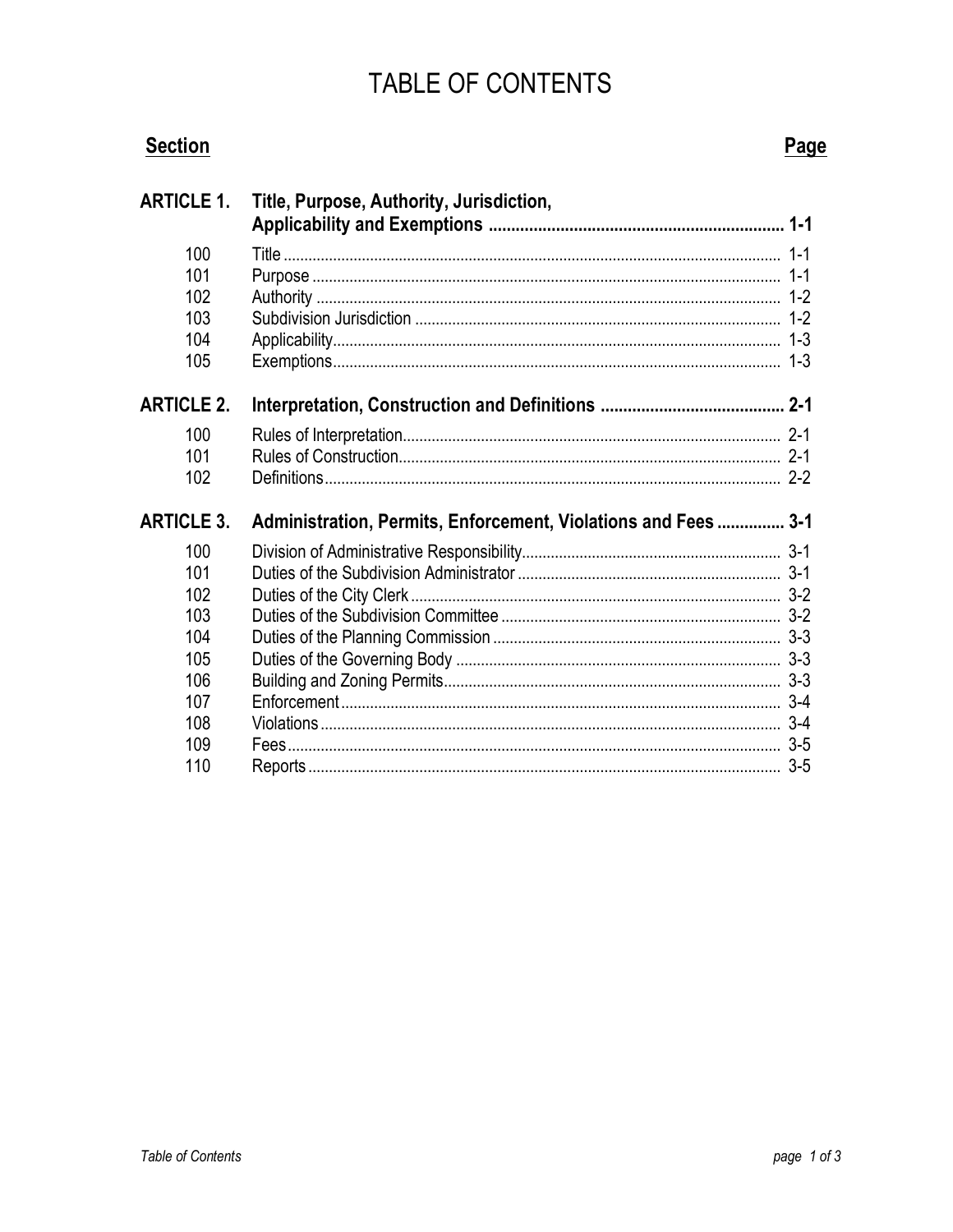# TABLE OF CONTENTS

| Section | | Page |
|---|---|---|
| **ARTICLE 1.** | **Title, Purpose, Authority, Jurisdiction, Applicability and Exemptions** | **1-1** |
| 100 | Title | 1-1 |
| 101 | Purpose | 1-1 |
| 102 | Authority | 1-2 |
| 103 | Subdivision Jurisdiction | 1-2 |
| 104 | Applicability | 1-3 |
| 105 | Exemptions | 1-3 |
| **ARTICLE 2.** | **Interpretation, Construction and Definitions** | **2-1** |
| 100 | Rules of Interpretation | 2-1 |
| 101 | Rules of Construction | 2-1 |
| 102 | Definitions | 2-2 |
| **ARTICLE 3.** | **Administration, Permits, Enforcement, Violations and Fees** | **3-1** |
| 100 | Division of Administrative Responsibility | 3-1 |
| 101 | Duties of the Subdivision Administrator | 3-1 |
| 102 | Duties of the City Clerk | 3-2 |
| 103 | Duties of the Subdivision Committee | 3-2 |
| 104 | Duties of the Planning Commission | 3-3 |
| 105 | Duties of the Governing Body | 3-3 |
| 106 | Building and Zoning Permits | 3-3 |
| 107 | Enforcement | 3-4 |
| 108 | Violations | 3-4 |
| 109 | Fees | 3-5 |
| 110 | Reports | 3-5 |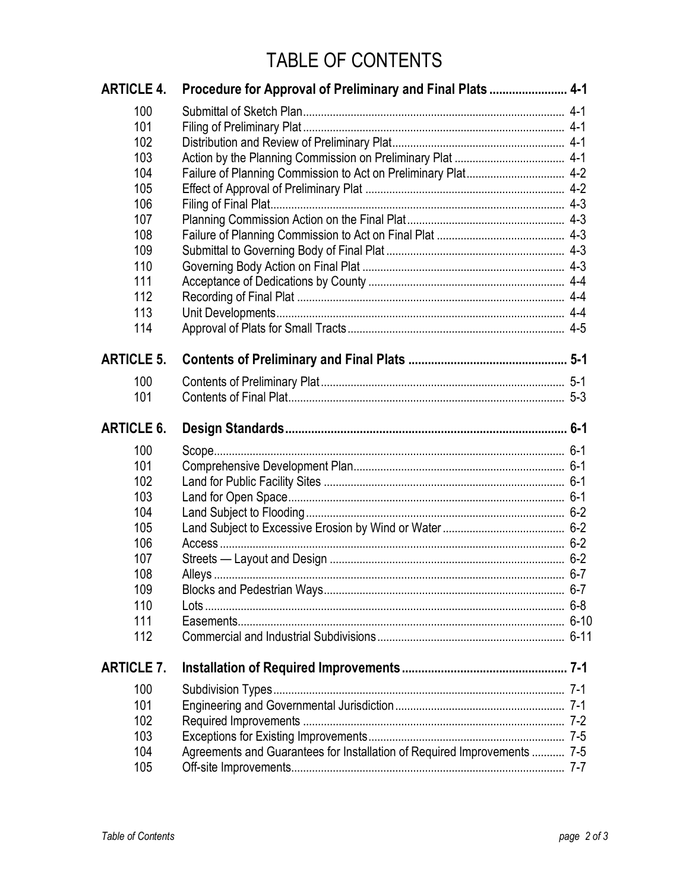# TABLE OF CONTENTS

| | | |
|---|---|---|
| **ARTICLE 4.** | **Procedure for Approval of Preliminary and Final Plats** | **4-1** |
| 100 | Submittal of Sketch Plan | 4-1 |
| 101 | Filing of Preliminary Plat | 4-1 |
| 102 | Distribution and Review of Preliminary Plat | 4-1 |
| 103 | Action by the Planning Commission on Preliminary Plat | 4-1 |
| 104 | Failure of Planning Commission to Act on Preliminary Plat | 4-2 |
| 105 | Effect of Approval of Preliminary Plat | 4-2 |
| 106 | Filing of Final Plat | 4-3 |
| 107 | Planning Commission Action on the Final Plat | 4-3 |
| 108 | Failure of Planning Commission to Act on Final Plat | 4-3 |
| 109 | Submittal to Governing Body of Final Plat | 4-3 |
| 110 | Governing Body Action on Final Plat | 4-3 |
| 111 | Acceptance of Dedications by County | 4-4 |
| 112 | Recording of Final Plat | 4-4 |
| 113 | Unit Developments | 4-4 |
| 114 | Approval of Plats for Small Tracts | 4-5 |
| **ARTICLE 5.** | **Contents of Preliminary and Final Plats** | **5-1** |
| 100 | Contents of Preliminary Plat | 5-1 |
| 101 | Contents of Final Plat | 5-3 |
| **ARTICLE 6.** | **Design Standards** | **6-1** |
| 100 | Scope | 6-1 |
| 101 | Comprehensive Development Plan | 6-1 |
| 102 | Land for Public Facility Sites | 6-1 |
| 103 | Land for Open Space | 6-1 |
| 104 | Land Subject to Flooding | 6-2 |
| 105 | Land Subject to Excessive Erosion by Wind or Water | 6-2 |
| 106 | Access | 6-2 |
| 107 | Streets — Layout and Design | 6-2 |
| 108 | Alleys | 6-7 |
| 109 | Blocks and Pedestrian Ways | 6-7 |
| 110 | Lots | 6-8 |
| 111 | Easements | 6-10 |
| 112 | Commercial and Industrial Subdivisions | 6-11 |
| **ARTICLE 7.** | **Installation of Required Improvements** | **7-1** |
| 100 | Subdivision Types | 7-1 |
| 101 | Engineering and Governmental Jurisdiction | 7-1 |
| 102 | Required Improvements | 7-2 |
| 103 | Exceptions for Existing Improvements | 7-5 |
| 104 | Agreements and Guarantees for Installation of Required Improvements | 7-5 |
| 105 | Off-site Improvements | 7-7 |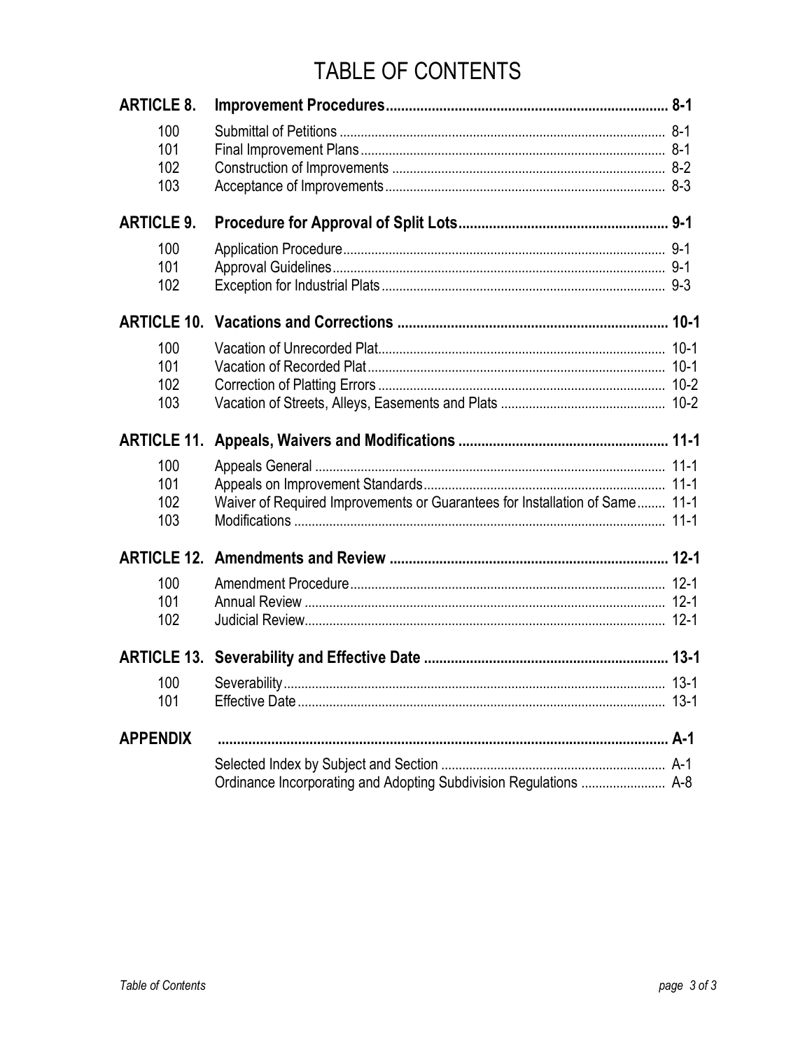# TABLE OF CONTENTS

| | | |
|---|---|---|
| **ARTICLE 8.** | **Improvement Procedures** | **8-1** |
| 100 | Submittal of Petitions | 8-1 |
| 101 | Final Improvement Plans | 8-1 |
| 102 | Construction of Improvements | 8-2 |
| 103 | Acceptance of Improvements | 8-3 |
| **ARTICLE 9.** | **Procedure for Approval of Split Lots** | **9-1** |
| 100 | Application Procedure | 9-1 |
| 101 | Approval Guidelines | 9-1 |
| 102 | Exception for Industrial Plats | 9-3 |
| **ARTICLE 10.** | **Vacations and Corrections** | **10-1** |
| 100 | Vacation of Unrecorded Plat | 10-1 |
| 101 | Vacation of Recorded Plat | 10-1 |
| 102 | Correction of Platting Errors | 10-2 |
| 103 | Vacation of Streets, Alleys, Easements and Plats | 10-2 |
| **ARTICLE 11.** | **Appeals, Waivers and Modifications** | **11-1** |
| 100 | Appeals General | 11-1 |
| 101 | Appeals on Improvement Standards | 11-1 |
| 102 | Waiver of Required Improvements or Guarantees for Installation of Same | 11-1 |
| 103 | Modifications | 11-1 |
| **ARTICLE 12.** | **Amendments and Review** | **12-1** |
| 100 | Amendment Procedure | 12-1 |
| 101 | Annual Review | 12-1 |
| 102 | Judicial Review | 12-1 |
| **ARTICLE 13.** | **Severability and Effective Date** | **13-1** |
| 100 | Severability | 13-1 |
| 101 | Effective Date | 13-1 |
| **APPENDIX** | | **A-1** |
| | Selected Index by Subject and Section | A-1 |
| | Ordinance Incorporating and Adopting Subdivision Regulations | A-8 |